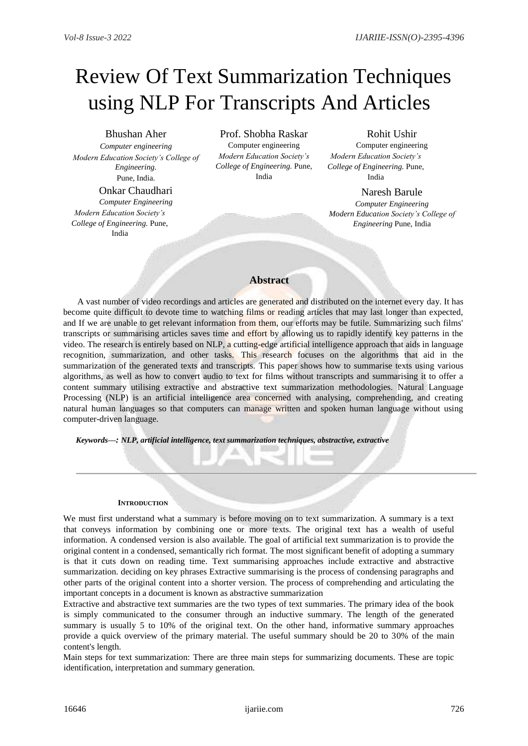# Review Of Text Summarization Techniques using NLP For Transcripts And Articles

Bhushan Aher
*Computer engineering*
*Modern Education Society's College of Engineering.*
Pune, India.

Prof. Shobha Raskar
Computer engineering
*Modern Education Society's College of Engineering.* Pune, India

Rohit Ushir
Computer engineering
*Modern Education Society's College of Engineering.* Pune, India

Onkar Chaudhari
*Computer Engineering*
*Modern Education Society's College of Engineering.* Pune, India

Naresh Barule
*Computer Engineering*
*Modern Education Society's College of Engineering* Pune, India

## Abstract

A vast number of video recordings and articles are generated and distributed on the internet every day. It has become quite difficult to devote time to watching films or reading articles that may last longer than expected, and If we are unable to get relevant information from them, our efforts may be futile. Summarizing such films' transcripts or summarising articles saves time and effort by allowing us to rapidly identify key patterns in the video. The research is entirely based on NLP, a cutting-edge artificial intelligence approach that aids in language recognition, summarization, and other tasks. This research focuses on the algorithms that aid in the summarization of the generated texts and transcripts. This paper shows how to summarise texts using various algorithms, as well as how to convert audio to text for films without transcripts and summarising it to offer a content summary utilising extractive and abstractive text summarization methodologies. Natural Language Processing (NLP) is an artificial intelligence area concerned with analysing, comprehending, and creating natural human languages so that computers can manage written and spoken human language without using computer-driven language.

***Keywords—:** NLP, artificial intelligence, text summarization techniques, abstractive, extractive*

---

## INTRODUCTION

We must first understand what a summary is before moving on to text summarization. A summary is a text that conveys information by combining one or more texts. The original text has a wealth of useful information. A condensed version is also available. The goal of artificial text summarization is to provide the original content in a condensed, semantically rich format. The most significant benefit of adopting a summary is that it cuts down on reading time. Text summarising approaches include extractive and abstractive summarization. deciding on key phrases Extractive summarising is the process of condensing paragraphs and other parts of the original content into a shorter version. The process of comprehending and articulating the important concepts in a document is known as abstractive summarization

Extractive and abstractive text summaries are the two types of text summaries. The primary idea of the book is simply communicated to the consumer through an inductive summary. The length of the generated summary is usually 5 to 10% of the original text. On the other hand, informative summary approaches provide a quick overview of the primary material. The useful summary should be 20 to 30% of the main content's length.

Main steps for text summarization: There are three main steps for summarizing documents. These are topic identification, interpretation and summary generation.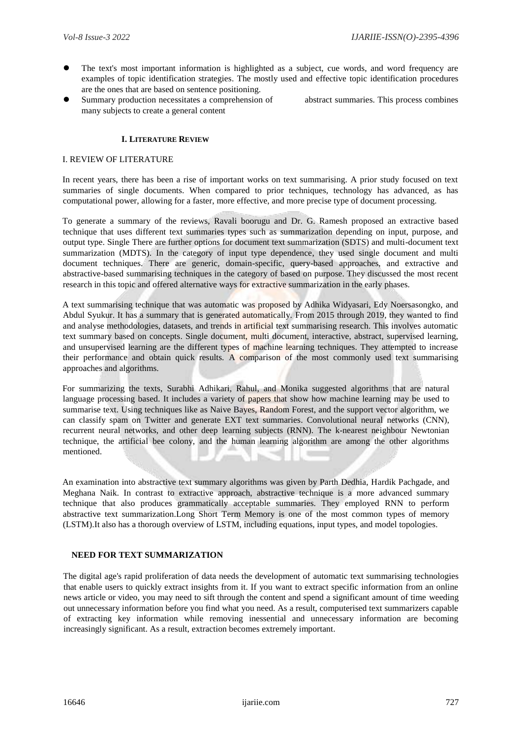- The text's most important information is highlighted as a subject, cue words, and word frequency are examples of topic identification strategies. The mostly used and effective topic identification procedures are the ones that are based on sentence positioning.
- Summary production necessitates a comprehension of abstract summaries. This process combines many subjects to create a general content

## I. LITERATURE REVIEW

I. REVIEW OF LITERATURE

In recent years, there has been a rise of important works on text summarising. A prior study focused on text summaries of single documents. When compared to prior techniques, technology has advanced, as has computational power, allowing for a faster, more effective, and more precise type of document processing.

To generate a summary of the reviews, Ravali boorugu and Dr. G. Ramesh proposed an extractive based technique that uses different text summaries types such as summarization depending on input, purpose, and output type. Single There are further options for document text summarization (SDTS) and multi-document text summarization (MDTS). In the category of input type dependence, they used single document and multi document techniques. There are generic, domain-specific, query-based approaches, and extractive and abstractive-based summarising techniques in the category of based on purpose. They discussed the most recent research in this topic and offered alternative ways for extractive summarization in the early phases.

A text summarising technique that was automatic was proposed by Adhika Widyasari, Edy Noersasongko, and Abdul Syukur. It has a summary that is generated automatically. From 2015 through 2019, they wanted to find and analyse methodologies, datasets, and trends in artificial text summarising research. This involves automatic text summary based on concepts. Single document, multi document, interactive, abstract, supervised learning, and unsupervised learning are the different types of machine learning techniques. They attempted to increase their performance and obtain quick results. A comparison of the most commonly used text summarising approaches and algorithms.

For summarizing the texts, Surabhi Adhikari, Rahul, and Monika suggested algorithms that are natural language processing based. It includes a variety of papers that show how machine learning may be used to summarise text. Using techniques like as Naive Bayes, Random Forest, and the support vector algorithm, we can classify spam on Twitter and generate EXT text summaries. Convolutional neural networks (CNN), recurrent neural networks, and other deep learning subjects (RNN). The k-nearest neighbour Newtonian technique, the artificial bee colony, and the human learning algorithm are among the other algorithms mentioned.

An examination into abstractive text summary algorithms was given by Parth Dedhia, Hardik Pachgade, and Meghana Naik. In contrast to extractive approach, abstractive technique is a more advanced summary technique that also produces grammatically acceptable summaries. They employed RNN to perform abstractive text summarization.Long Short Term Memory is one of the most common types of memory (LSTM).It also has a thorough overview of LSTM, including equations, input types, and model topologies.

## NEED FOR TEXT SUMMARIZATION

The digital age's rapid proliferation of data needs the development of automatic text summarising technologies that enable users to quickly extract insights from it. If you want to extract specific information from an online news article or video, you may need to sift through the content and spend a significant amount of time weeding out unnecessary information before you find what you need. As a result, computerised text summarizers capable of extracting key information while removing inessential and unnecessary information are becoming increasingly significant. As a result, extraction becomes extremely important.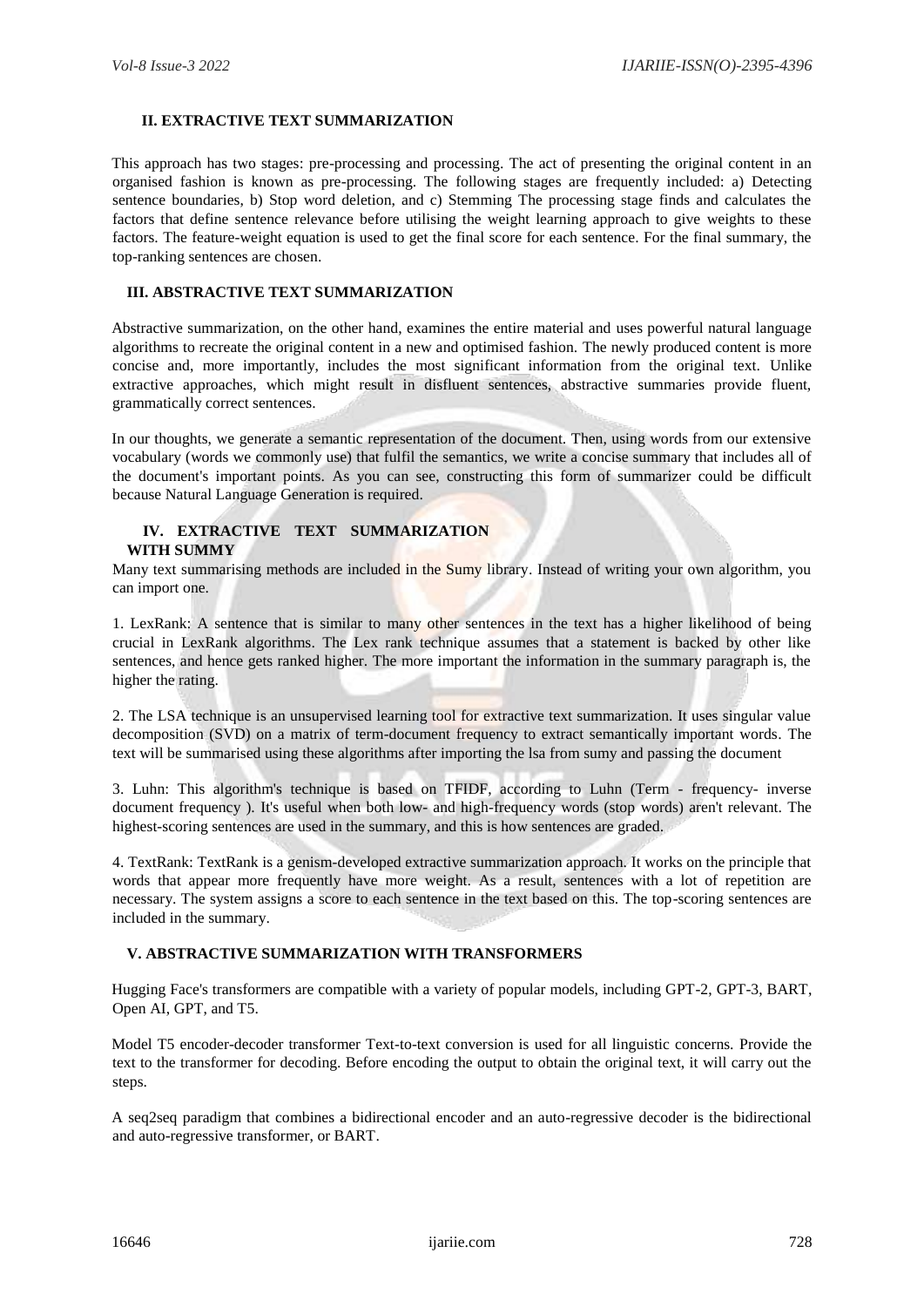## II. EXTRACTIVE TEXT SUMMARIZATION

This approach has two stages: pre-processing and processing. The act of presenting the original content in an organised fashion is known as pre-processing. The following stages are frequently included: a) Detecting sentence boundaries, b) Stop word deletion, and c) Stemming The processing stage finds and calculates the factors that define sentence relevance before utilising the weight learning approach to give weights to these factors. The feature-weight equation is used to get the final score for each sentence. For the final summary, the top-ranking sentences are chosen.

## III. ABSTRACTIVE TEXT SUMMARIZATION

Abstractive summarization, on the other hand, examines the entire material and uses powerful natural language algorithms to recreate the original content in a new and optimised fashion. The newly produced content is more concise and, more importantly, includes the most significant information from the original text. Unlike extractive approaches, which might result in disfluent sentences, abstractive summaries provide fluent, grammatically correct sentences.

In our thoughts, we generate a semantic representation of the document. Then, using words from our extensive vocabulary (words we commonly use) that fulfil the semantics, we write a concise summary that includes all of the document's important points. As you can see, constructing this form of summarizer could be difficult because Natural Language Generation is required.

## IV. EXTRACTIVE TEXT SUMMARIZATION WITH SUMMY

Many text summarising methods are included in the Sumy library. Instead of writing your own algorithm, you can import one.

1. LexRank: A sentence that is similar to many other sentences in the text has a higher likelihood of being crucial in LexRank algorithms. The Lex rank technique assumes that a statement is backed by other like sentences, and hence gets ranked higher. The more important the information in the summary paragraph is, the higher the rating.

2. The LSA technique is an unsupervised learning tool for extractive text summarization. It uses singular value decomposition (SVD) on a matrix of term-document frequency to extract semantically important words. The text will be summarised using these algorithms after importing the lsa from sumy and passing the document

3. Luhn: This algorithm's technique is based on TFIDF, according to Luhn (Term - frequency- inverse document frequency ). It's useful when both low- and high-frequency words (stop words) aren't relevant. The highest-scoring sentences are used in the summary, and this is how sentences are graded.

4. TextRank: TextRank is a genism-developed extractive summarization approach. It works on the principle that words that appear more frequently have more weight. As a result, sentences with a lot of repetition are necessary. The system assigns a score to each sentence in the text based on this. The top-scoring sentences are included in the summary.

## V. ABSTRACTIVE SUMMARIZATION WITH TRANSFORMERS

Hugging Face's transformers are compatible with a variety of popular models, including GPT-2, GPT-3, BART, Open AI, GPT, and T5.

Model T5 encoder-decoder transformer Text-to-text conversion is used for all linguistic concerns. Provide the text to the transformer for decoding. Before encoding the output to obtain the original text, it will carry out the steps.

A seq2seq paradigm that combines a bidirectional encoder and an auto-regressive decoder is the bidirectional and auto-regressive transformer, or BART.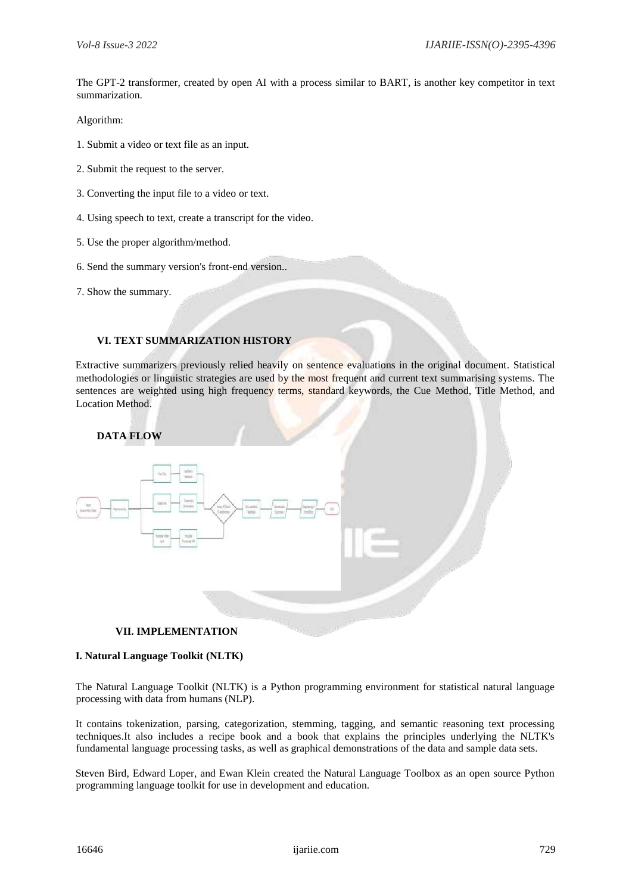The GPT-2 transformer, created by open AI with a process similar to BART, is another key competitor in text summarization.

Algorithm:

1. Submit a video or text file as an input.

2. Submit the request to the server.

3. Converting the input file to a video or text.

4. Using speech to text, create a transcript for the video.

5. Use the proper algorithm/method.

6. Send the summary version's front-end version..

7. Show the summary.

## VI. TEXT SUMMARIZATION HISTORY

Extractive summarizers previously relied heavily on sentence evaluations in the original document. Statistical methodologies or linguistic strategies are used by the most frequent and current text summarising systems. The sentences are weighted using high frequency terms, standard keywords, the Cue Method, Title Method, and Location Method.

### DATA FLOW

## VII. IMPLEMENTATION

### I. Natural Language Toolkit (NLTK)

The Natural Language Toolkit (NLTK) is a Python programming environment for statistical natural language processing with data from humans (NLP).

It contains tokenization, parsing, categorization, stemming, tagging, and semantic reasoning text processing techniques.It also includes a recipe book and a book that explains the principles underlying the NLTK's fundamental language processing tasks, as well as graphical demonstrations of the data and sample data sets.

Steven Bird, Edward Loper, and Ewan Klein created the Natural Language Toolbox as an open source Python programming language toolkit for use in development and education.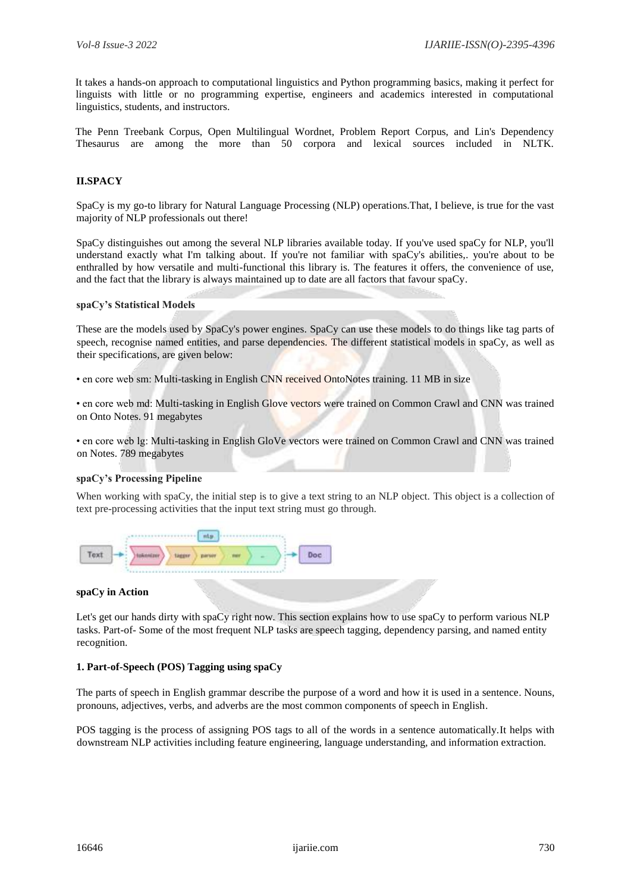It takes a hands-on approach to computational linguistics and Python programming basics, making it perfect for linguists with little or no programming expertise, engineers and academics interested in computational linguistics, students, and instructors.

The Penn Treebank Corpus, Open Multilingual Wordnet, Problem Report Corpus, and Lin's Dependency Thesaurus are among the more than 50 corpora and lexical sources included in NLTK.

## II.SPACY

SpaCy is my go-to library for Natural Language Processing (NLP) operations.That, I believe, is true for the vast majority of NLP professionals out there!

SpaCy distinguishes out among the several NLP libraries available today. If you've used spaCy for NLP, you'll understand exactly what I'm talking about. If you're not familiar with spaCy's abilities,. you're about to be enthralled by how versatile and multi-functional this library is. The features it offers, the convenience of use, and the fact that the library is always maintained up to date are all factors that favour spaCy.

### spaCy's Statistical Models

These are the models used by SpaCy's power engines. SpaCy can use these models to do things like tag parts of speech, recognise named entities, and parse dependencies. The different statistical models in spaCy, as well as their specifications, are given below:

- en core web sm: Multi-tasking in English CNN received OntoNotes training. 11 MB in size
- en core web md: Multi-tasking in English Glove vectors were trained on Common Crawl and CNN was trained on Onto Notes. 91 megabytes
- en core web lg: Multi-tasking in English GloVe vectors were trained on Common Crawl and CNN was trained on Notes. 789 megabytes

### spaCy's Processing Pipeline

When working with spaCy, the initial step is to give a text string to an NLP object. This object is a collection of text pre-processing activities that the input text string must go through.

Text → [nlp: tokenizer → tagger → parser → ner → ...] → Doc

### spaCy in Action

Let's get our hands dirty with spaCy right now. This section explains how to use spaCy to perform various NLP tasks. Part-of- Some of the most frequent NLP tasks are speech tagging, dependency parsing, and named entity recognition.

### 1. Part-of-Speech (POS) Tagging using spaCy

The parts of speech in English grammar describe the purpose of a word and how it is used in a sentence. Nouns, pronouns, adjectives, verbs, and adverbs are the most common components of speech in English.

POS tagging is the process of assigning POS tags to all of the words in a sentence automatically.It helps with downstream NLP activities including feature engineering, language understanding, and information extraction.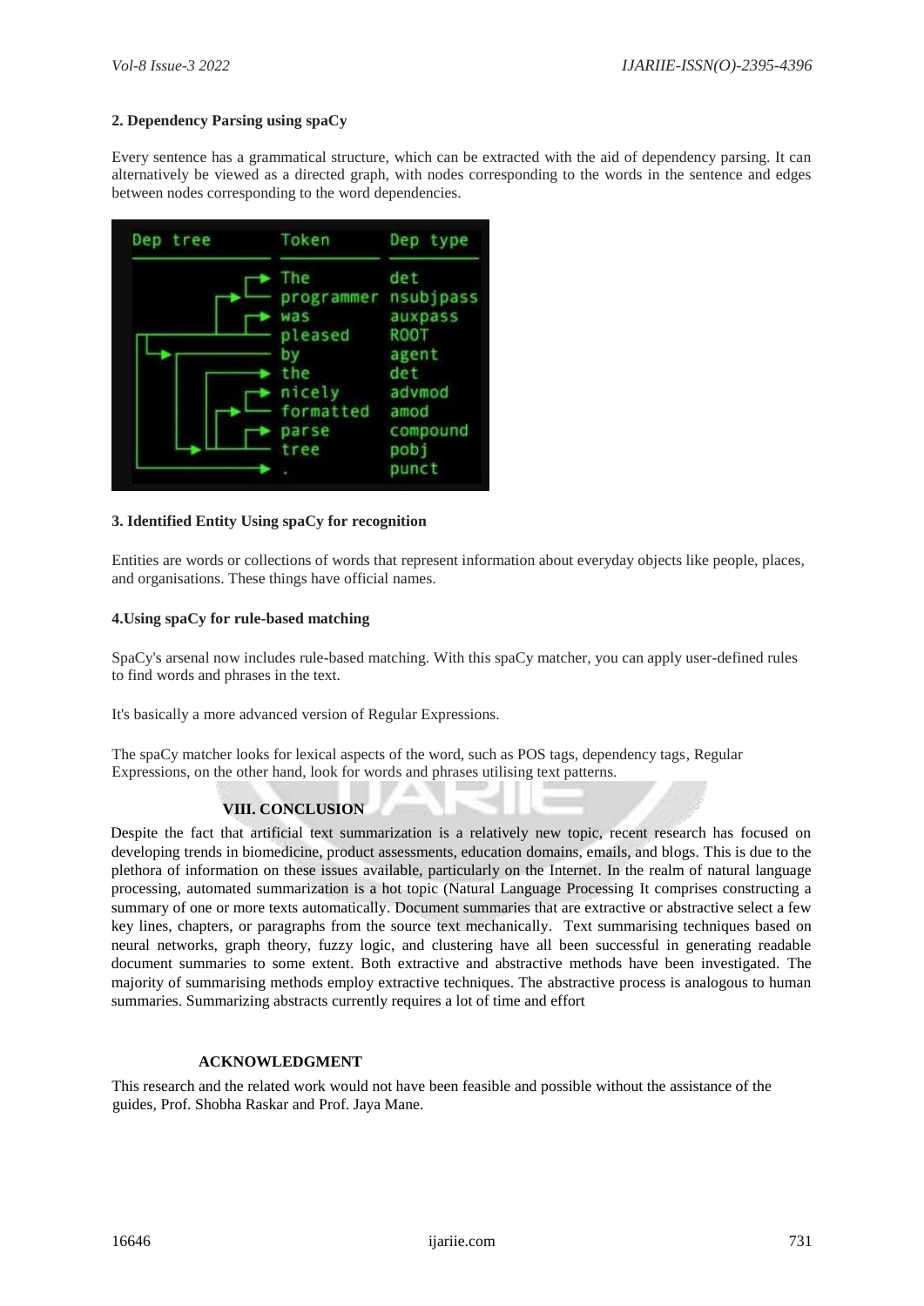**2. Dependency Parsing using spaCy**

Every sentence has a grammatical structure, which can be extracted with the aid of dependency parsing. It can alternatively be viewed as a directed graph, with nodes corresponding to the words in the sentence and edges between nodes corresponding to the word dependencies.

| Dep tree | Token | Dep type |
|---|---|---|
| | The | det |
| | programmer | nsubjpass |
| | was | auxpass |
| | pleased | ROOT |
| | by | agent |
| | the | det |
| | nicely | advmod |
| | formatted | amod |
| | parse | compound |
| | tree | pobj |
| | . | punct |

**3. Identified Entity Using spaCy for recognition**

Entities are words or collections of words that represent information about everyday objects like people, places, and organisations. These things have official names.

**4.Using spaCy for rule-based matching**

SpaCy's arsenal now includes rule-based matching. With this spaCy matcher, you can apply user-defined rules to find words and phrases in the text.

It's basically a more advanced version of Regular Expressions.

The spaCy matcher looks for lexical aspects of the word, such as POS tags, dependency tags, Regular Expressions, on the other hand, look for words and phrases utilising text patterns.

## VIII. CONCLUSION

Despite the fact that artificial text summarization is a relatively new topic, recent research has focused on developing trends in biomedicine, product assessments, education domains, emails, and blogs. This is due to the plethora of information on these issues available, particularly on the Internet. In the realm of natural language processing, automated summarization is a hot topic (Natural Language Processing It comprises constructing a summary of one or more texts automatically. Document summaries that are extractive or abstractive select a few key lines, chapters, or paragraphs from the source text mechanically. Text summarising techniques based on neural networks, graph theory, fuzzy logic, and clustering have all been successful in generating readable document summaries to some extent. Both extractive and abstractive methods have been investigated. The majority of summarising methods employ extractive techniques. The abstractive process is analogous to human summaries. Summarizing abstracts currently requires a lot of time and effort

## ACKNOWLEDGMENT

This research and the related work would not have been feasible and possible without the assistance of the guides, Prof. Shobha Raskar and Prof. Jaya Mane.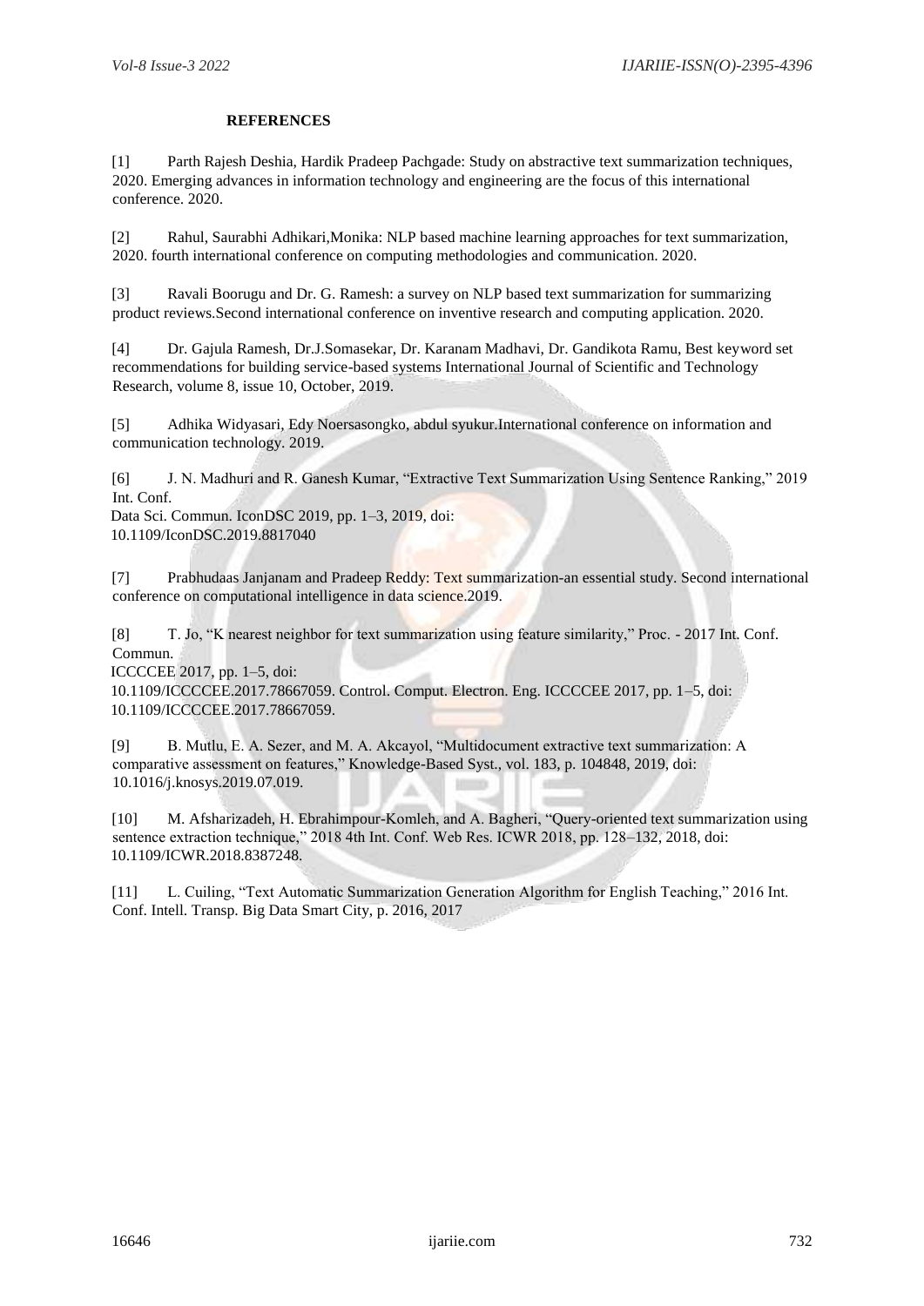**REFERENCES**

[1] Parth Rajesh Deshia, Hardik Pradeep Pachgade: Study on abstractive text summarization techniques, 2020. Emerging advances in information technology and engineering are the focus of this international conference. 2020.

[2] Rahul, Saurabhi Adhikari,Monika: NLP based machine learning approaches for text summarization, 2020. fourth international conference on computing methodologies and communication. 2020.

[3] Ravali Boorugu and Dr. G. Ramesh: a survey on NLP based text summarization for summarizing product reviews.Second international conference on inventive research and computing application. 2020.

[4] Dr. Gajula Ramesh, Dr.J.Somasekar, Dr. Karanam Madhavi, Dr. Gandikota Ramu, Best keyword set recommendations for building service-based systems International Journal of Scientific and Technology Research, volume 8, issue 10, October, 2019.

[5] Adhika Widyasari, Edy Noersasongko, abdul syukur.International conference on information and communication technology. 2019.

[6] J. N. Madhuri and R. Ganesh Kumar, "Extractive Text Summarization Using Sentence Ranking," 2019 Int. Conf. Data Sci. Commun. IconDSC 2019, pp. 1–3, 2019, doi: 10.1109/IconDSC.2019.8817040

[7] Prabhudaas Janjanam and Pradeep Reddy: Text summarization-an essential study. Second international conference on computational intelligence in data science.2019.

[8] T. Jo, "K nearest neighbor for text summarization using feature similarity," Proc. - 2017 Int. Conf. Commun. ICCCCEE 2017, pp. 1–5, doi: 10.1109/ICCCCEE.2017.78667059. Control. Comput. Electron. Eng. ICCCCEE 2017, pp. 1–5, doi: 10.1109/ICCCCEE.2017.78667059.

[9] B. Mutlu, E. A. Sezer, and M. A. Akcayol, "Multidocument extractive text summarization: A comparative assessment on features," Knowledge-Based Syst., vol. 183, p. 104848, 2019, doi: 10.1016/j.knosys.2019.07.019.

[10] M. Afsharizadeh, H. Ebrahimpour-Komleh, and A. Bagheri, "Query-oriented text summarization using sentence extraction technique," 2018 4th Int. Conf. Web Res. ICWR 2018, pp. 128–132, 2018, doi: 10.1109/ICWR.2018.8387248.

[11] L. Cuiling, "Text Automatic Summarization Generation Algorithm for English Teaching," 2016 Int. Conf. Intell. Transp. Big Data Smart City, p. 2016, 2017